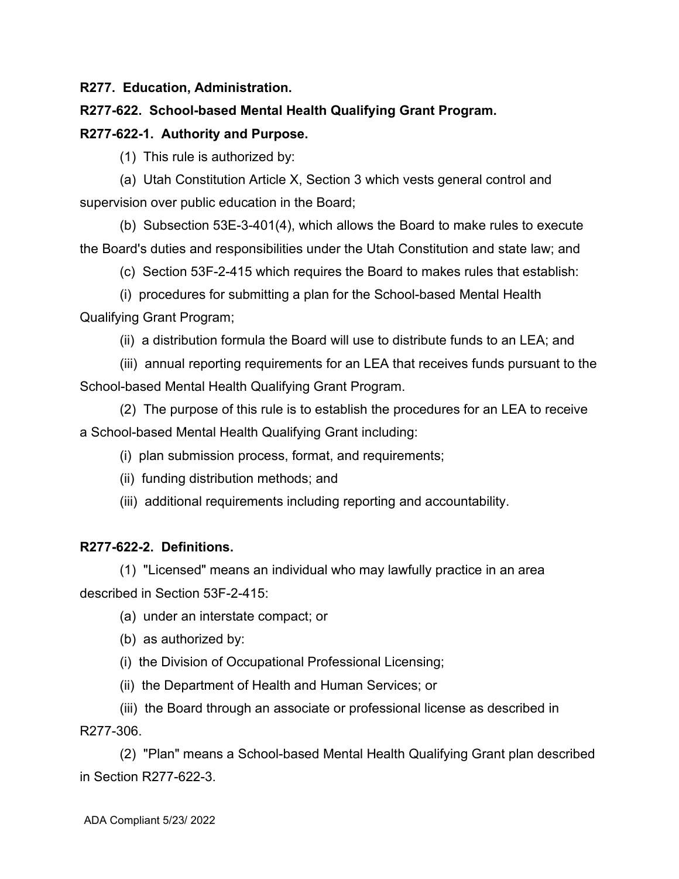**R277. Education, Administration.**

**R277-622. School-based Mental Health Qualifying Grant Program.**

**R277-622-1. Authority and Purpose.**

(1) This rule is authorized by:

(a) Utah Constitution Article X, Section 3 which vests general control and supervision over public education in the Board;

(b) Subsection 53E-3-401(4), which allows the Board to make rules to execute the Board's duties and responsibilities under the Utah Constitution and state law; and

(c) Section 53F-2-415 which requires the Board to makes rules that establish:

(i) procedures for submitting a plan for the School-based Mental Health Qualifying Grant Program;

(ii) a distribution formula the Board will use to distribute funds to an LEA; and

(iii) annual reporting requirements for an LEA that receives funds pursuant to the School-based Mental Health Qualifying Grant Program.

(2) The purpose of this rule is to establish the procedures for an LEA to receive a School-based Mental Health Qualifying Grant including:

(i) plan submission process, format, and requirements;

(ii) funding distribution methods; and

(iii) additional requirements including reporting and accountability.

**R277-622-2. Definitions.**

(1) "Licensed" means an individual who may lawfully practice in an area described in Section 53F-2-415:

(a) under an interstate compact; or

(b) as authorized by:

(i) the Division of Occupational Professional Licensing;

(ii) the Department of Health and Human Services; or

(iii) the Board through an associate or professional license as described in R277-306.

(2) "Plan" means a School-based Mental Health Qualifying Grant plan described in Section R277-622-3.

ADA Compliant 5/23/ 2022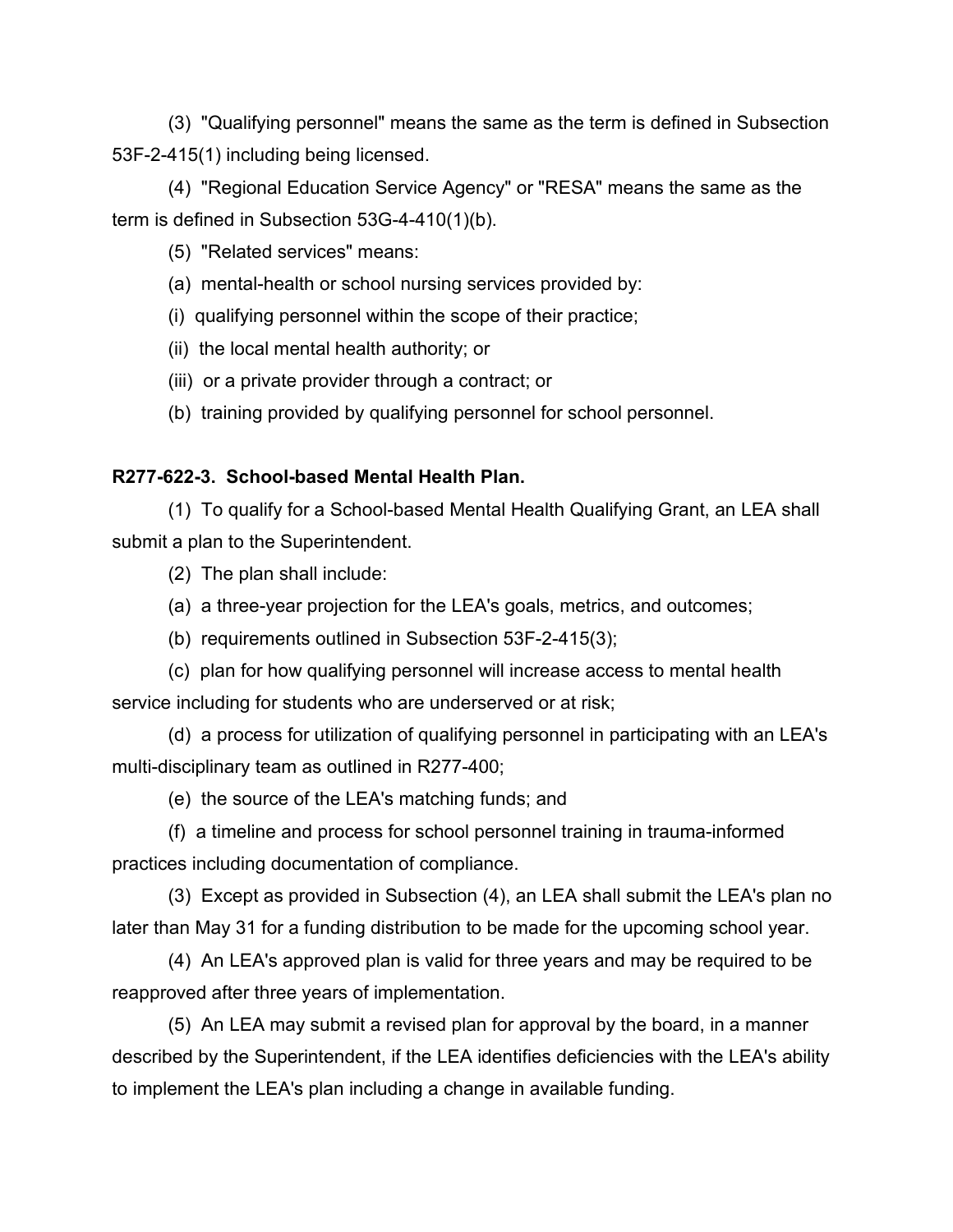(3) "Qualifying personnel" means the same as the term is defined in Subsection 53F-2-415(1) including being licensed.

(4) "Regional Education Service Agency" or "RESA" means the same as the term is defined in Subsection 53G-4-410(1)(b).

(5) "Related services" means:

(a) mental-health or school nursing services provided by:

(i) qualifying personnel within the scope of their practice;

(ii) the local mental health authority; or

(iii) or a private provider through a contract; or

(b) training provided by qualifying personnel for school personnel.

**R277-622-3. School-based Mental Health Plan.**

(1) To qualify for a School-based Mental Health Qualifying Grant, an LEA shall submit a plan to the Superintendent.

(2) The plan shall include:

(a) a three-year projection for the LEA's goals, metrics, and outcomes;

(b) requirements outlined in Subsection 53F-2-415(3);

(c) plan for how qualifying personnel will increase access to mental health service including for students who are underserved or at risk;

(d) a process for utilization of qualifying personnel in participating with an LEA's multi-disciplinary team as outlined in R277-400;

(e) the source of the LEA's matching funds; and

(f) a timeline and process for school personnel training in trauma-informed practices including documentation of compliance.

(3) Except as provided in Subsection (4), an LEA shall submit the LEA's plan no later than May 31 for a funding distribution to be made for the upcoming school year.

(4) An LEA's approved plan is valid for three years and may be required to be reapproved after three years of implementation.

(5) An LEA may submit a revised plan for approval by the board, in a manner described by the Superintendent, if the LEA identifies deficiencies with the LEA's ability to implement the LEA's plan including a change in available funding.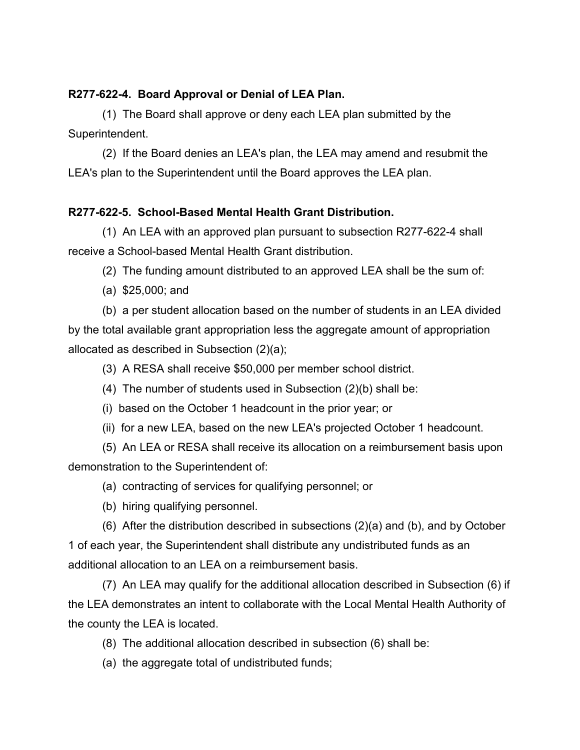**R277-622-4. Board Approval or Denial of LEA Plan.**

(1) The Board shall approve or deny each LEA plan submitted by the Superintendent.

(2) If the Board denies an LEA's plan, the LEA may amend and resubmit the LEA's plan to the Superintendent until the Board approves the LEA plan.

**R277-622-5. School-Based Mental Health Grant Distribution.**

(1) An LEA with an approved plan pursuant to subsection R277-622-4 shall receive a School-based Mental Health Grant distribution.

(2) The funding amount distributed to an approved LEA shall be the sum of:

(a) $25,000; and

(b) a per student allocation based on the number of students in an LEA divided by the total available grant appropriation less the aggregate amount of appropriation allocated as described in Subsection (2)(a);

(3) A RESA shall receive $50,000 per member school district.

(4) The number of students used in Subsection (2)(b) shall be:

(i) based on the October 1 headcount in the prior year; or

(ii) for a new LEA, based on the new LEA's projected October 1 headcount.

(5) An LEA or RESA shall receive its allocation on a reimbursement basis upon demonstration to the Superintendent of:

(a) contracting of services for qualifying personnel; or

(b) hiring qualifying personnel.

(6) After the distribution described in subsections (2)(a) and (b), and by October 1 of each year, the Superintendent shall distribute any undistributed funds as an additional allocation to an LEA on a reimbursement basis.

(7) An LEA may qualify for the additional allocation described in Subsection (6) if the LEA demonstrates an intent to collaborate with the Local Mental Health Authority of the county the LEA is located.

(8) The additional allocation described in subsection (6) shall be:

(a) the aggregate total of undistributed funds;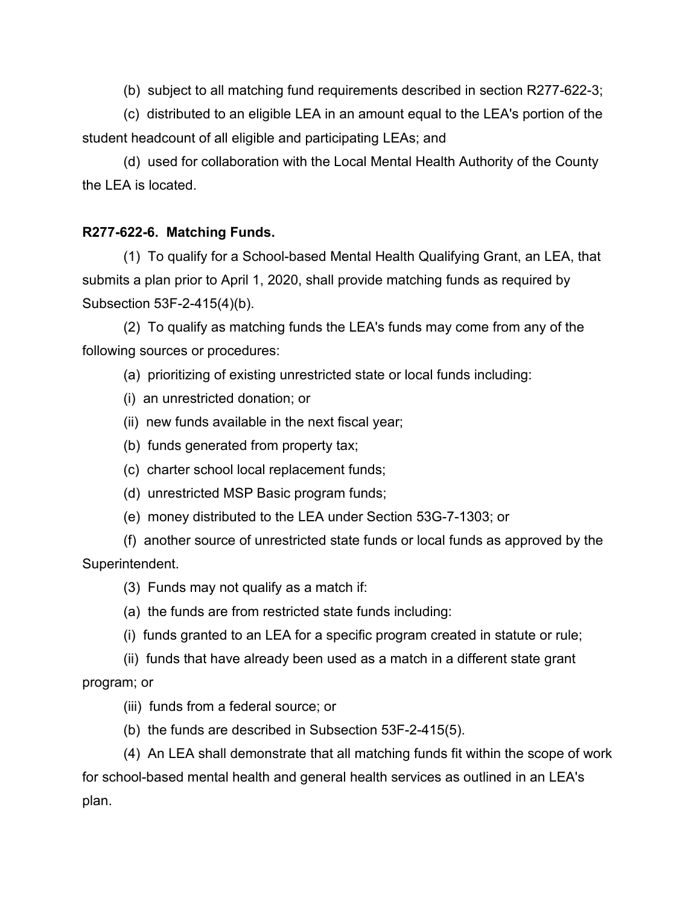(b) subject to all matching fund requirements described in section R277-622-3;

(c) distributed to an eligible LEA in an amount equal to the LEA's portion of the student headcount of all eligible and participating LEAs; and

(d) used for collaboration with the Local Mental Health Authority of the County the LEA is located.

**R277-622-6. Matching Funds.**

(1) To qualify for a School-based Mental Health Qualifying Grant, an LEA, that submits a plan prior to April 1, 2020, shall provide matching funds as required by Subsection 53F-2-415(4)(b).

(2) To qualify as matching funds the LEA's funds may come from any of the following sources or procedures:

(a) prioritizing of existing unrestricted state or local funds including:

(i) an unrestricted donation; or

(ii) new funds available in the next fiscal year;

(b) funds generated from property tax;

(c) charter school local replacement funds;

(d) unrestricted MSP Basic program funds;

(e) money distributed to the LEA under Section 53G-7-1303; or

(f) another source of unrestricted state funds or local funds as approved by the Superintendent.

(3) Funds may not qualify as a match if:

(a) the funds are from restricted state funds including:

(i) funds granted to an LEA for a specific program created in statute or rule;

(ii) funds that have already been used as a match in a different state grant program; or

(iii) funds from a federal source; or

(b) the funds are described in Subsection 53F-2-415(5).

(4) An LEA shall demonstrate that all matching funds fit within the scope of work for school-based mental health and general health services as outlined in an LEA's plan.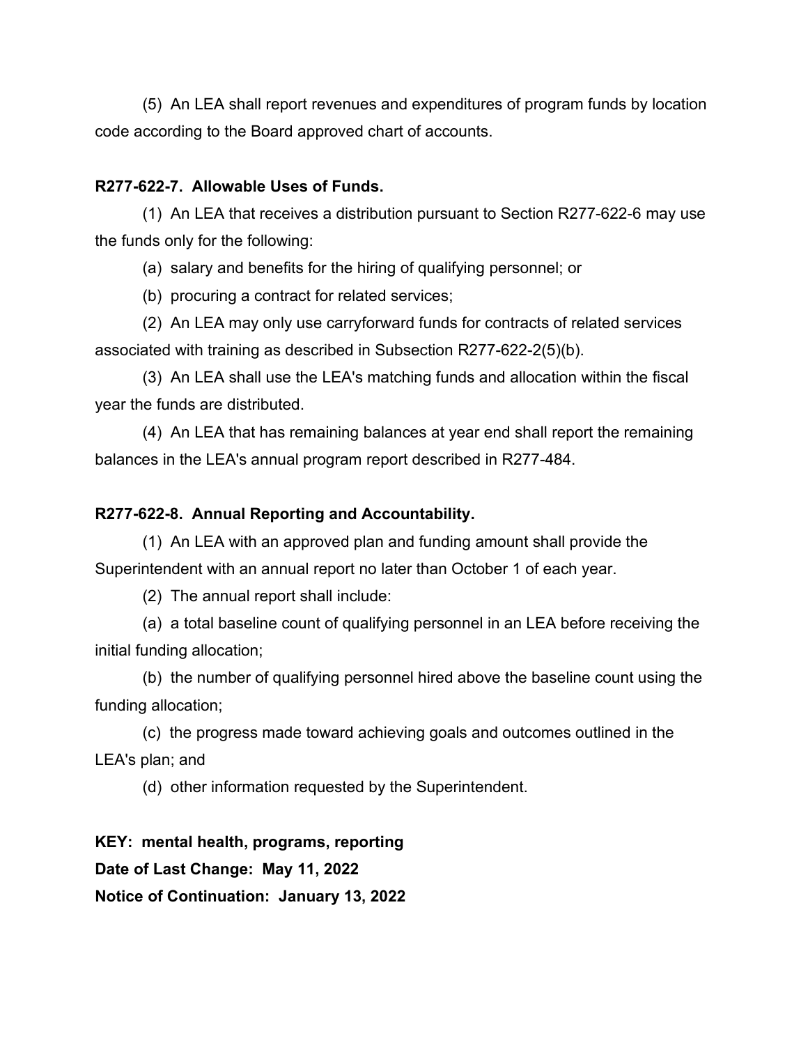(5) An LEA shall report revenues and expenditures of program funds by location code according to the Board approved chart of accounts.

**R277-622-7. Allowable Uses of Funds.**

(1) An LEA that receives a distribution pursuant to Section R277-622-6 may use the funds only for the following:

(a) salary and benefits for the hiring of qualifying personnel; or

(b) procuring a contract for related services;

(2) An LEA may only use carryforward funds for contracts of related services associated with training as described in Subsection R277-622-2(5)(b).

(3) An LEA shall use the LEA's matching funds and allocation within the fiscal year the funds are distributed.

(4) An LEA that has remaining balances at year end shall report the remaining balances in the LEA's annual program report described in R277-484.

**R277-622-8. Annual Reporting and Accountability.**

(1) An LEA with an approved plan and funding amount shall provide the Superintendent with an annual report no later than October 1 of each year.

(2) The annual report shall include:

(a) a total baseline count of qualifying personnel in an LEA before receiving the initial funding allocation;

(b) the number of qualifying personnel hired above the baseline count using the funding allocation;

(c) the progress made toward achieving goals and outcomes outlined in the LEA's plan; and

(d) other information requested by the Superintendent.

**KEY: mental health, programs, reporting**
**Date of Last Change: May 11, 2022**
**Notice of Continuation: January 13, 2022**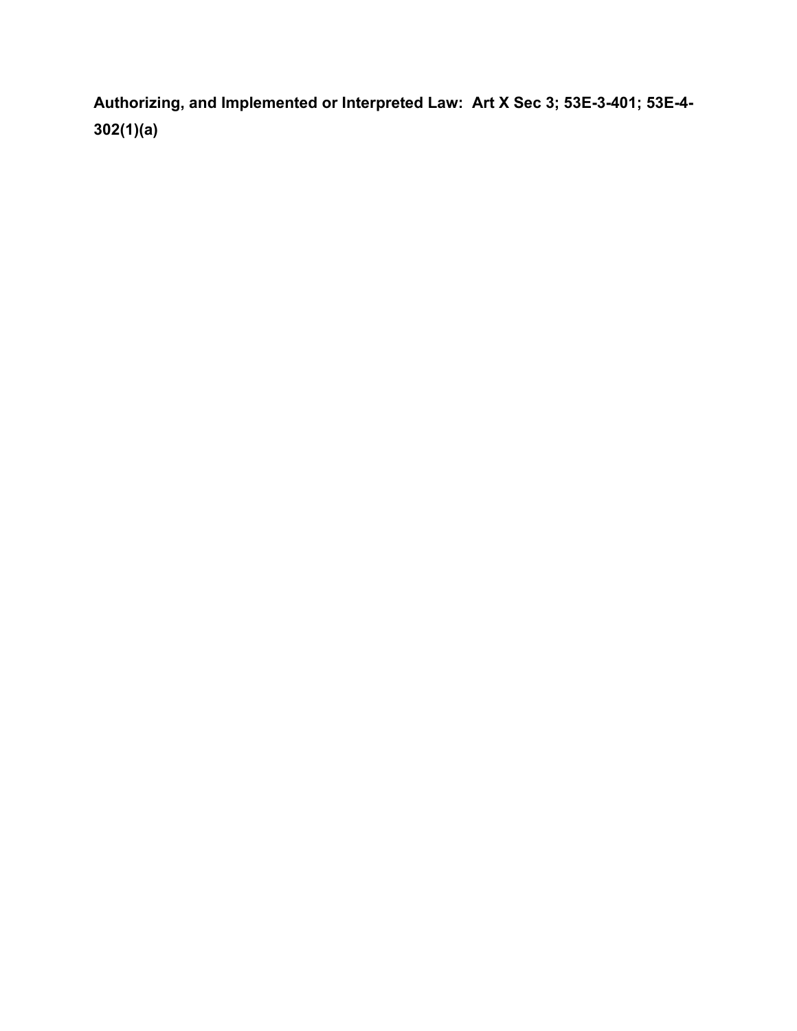**Authorizing, and Implemented or Interpreted Law: Art X Sec 3; 53E-3-401; 53E-4-302(1)(a)**